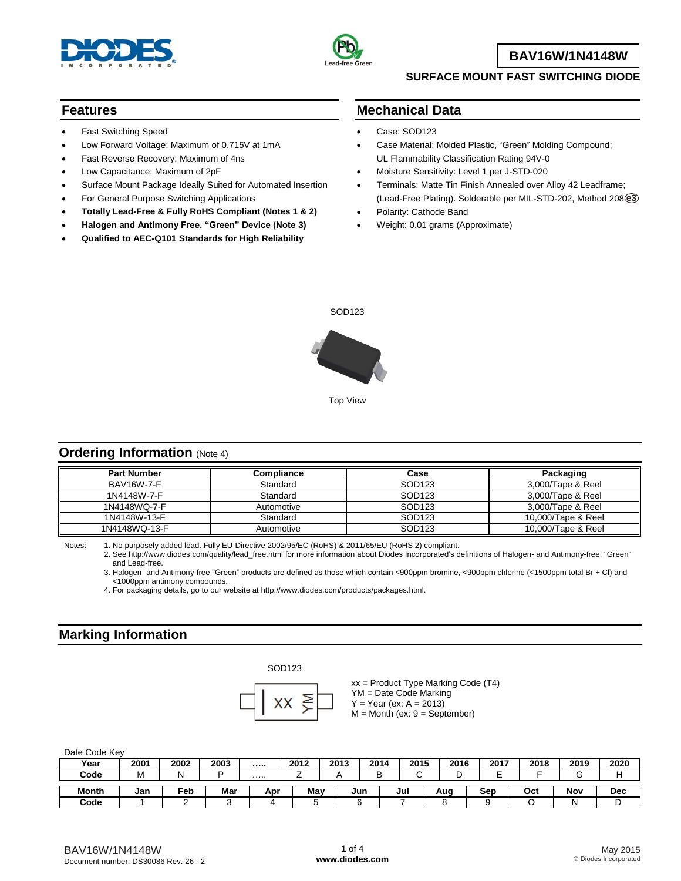# BAV16W/1N4148W

## SURFACE MOUNT FAST SWITCHING DIODE

## Features

- Fast Switching Speed
- Low Forward Voltage: Maximum of 0.715V at 1mA
- Fast Reverse Recovery: Maximum of 4ns
- Low Capacitance: Maximum of 2pF
- Surface Mount Package Ideally Suited for Automated Insertion
- For General Purpose Switching Applications
- **Totally Lead-Free & Fully RoHS Compliant (Notes 1 & 2)**
- **Halogen and Antimony Free. "Green" Device (Note 3)**
- **Qualified to AEC-Q101 Standards for High Reliability**

## Mechanical Data

- Case: SOD123
- Case Material: Molded Plastic, "Green" Molding Compound; UL Flammability Classification Rating 94V-0
- Moisture Sensitivity: Level 1 per J-STD-020
- Terminals: Matte Tin Finish Annealed over Alloy 42 Leadframe; (Lead-Free Plating). Solderable per MIL-STD-202, Method 208 (e3)
- Polarity: Cathode Band
- Weight: 0.01 grams (Approximate)

SOD123

Top View

## Ordering Information (Note 4)

| Part Number | Compliance | Case | Packaging |
|---|---|---|---|
| BAV16W-7-F | Standard | SOD123 | 3,000/Tape & Reel |
| 1N4148W-7-F | Standard | SOD123 | 3,000/Tape & Reel |
| 1N4148WQ-7-F | Automotive | SOD123 | 3,000/Tape & Reel |
| 1N4148W-13-F | Standard | SOD123 | 10,000/Tape & Reel |
| 1N4148WQ-13-F | Automotive | SOD123 | 10,000/Tape & Reel |

Notes:
1. No purposely added lead. Fully EU Directive 2002/95/EC (RoHS) & 2011/65/EU (RoHS 2) compliant.
2. See http://www.diodes.com/quality/lead_free.html for more information about Diodes Incorporated's definitions of Halogen- and Antimony-free, "Green" and Lead-free.
3. Halogen- and Antimony-free "Green" products are defined as those which contain <900ppm bromine, <900ppm chlorine (<1500ppm total Br + Cl) and <1000ppm antimony compounds.
4. For packaging details, go to our website at http://www.diodes.com/products/packages.html.

## Marking Information

SOD123

XX YM

xx = Product Type Marking Code (T4)
YM = Date Code Marking
Y = Year (ex: A = 2013)
M = Month (ex: 9 = September)

Date Code Key

| Year | 2001 | 2002 | 2003 | ..... | 2012 | 2013 | 2014 | 2015 | 2016 | 2017 | 2018 | 2019 | 2020 |
|---|---|---|---|---|---|---|---|---|---|---|---|---|---|
| Code | M | N | P | ..... | Z | A | B | C | D | E | F | G | H |

| Month | Jan | Feb | Mar | Apr | May | Jun | Jul | Aug | Sep | Oct | Nov | Dec |
|---|---|---|---|---|---|---|---|---|---|---|---|---|
| Code | 1 | 2 | 3 | 4 | 5 | 6 | 7 | 8 | 9 | O | N | D |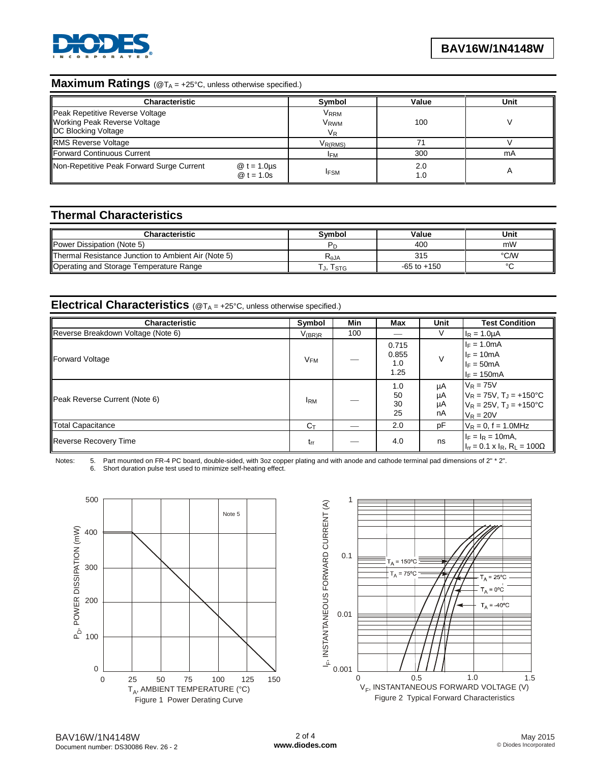## Maximum Ratings (@$T_A$ = +25°C, unless otherwise specified.)

| Characteristic | Symbol | Value | Unit |
|---|---|---|---|
| Peak Repetitive Reverse Voltage<br>Working Peak Reverse Voltage<br>DC Blocking Voltage | $V_{RRM}$<br>$V_{RWM}$<br>$V_R$ | 100 | V |
| RMS Reverse Voltage | $V_{R(RMS)}$ | 71 | V |
| Forward Continuous Current | $I_{FM}$ | 300 | mA |
| Non-Repetitive Peak Forward Surge Current @ t = 1.0µs<br>@ t = 1.0s | $I_{FSM}$ | 2.0<br>1.0 | A |

## Thermal Characteristics

| Characteristic | Symbol | Value | Unit |
|---|---|---|---|
| Power Dissipation (Note 5) | $P_D$ | 400 | mW |
| Thermal Resistance Junction to Ambient Air (Note 5) | $R_{\theta JA}$ | 315 | °C/W |
| Operating and Storage Temperature Range | $T_J$, $T_{STG}$ | -65 to +150 | °C |

## Electrical Characteristics (@$T_A$ = +25°C, unless otherwise specified.)

| Characteristic | Symbol | Min | Max | Unit | Test Condition |
|---|---|---|---|---|---|
| Reverse Breakdown Voltage (Note 6) | $V_{(BR)R}$ | 100 | — | V | $I_R$ = 1.0µA |
| Forward Voltage | $V_{FM}$ | — | 0.715<br>0.855<br>1.0<br>1.25 | V | $I_F$ = 1.0mA<br>$I_F$ = 10mA<br>$I_F$ = 50mA<br>$I_F$ = 150mA |
| Peak Reverse Current (Note 6) | $I_{RM}$ | — | 1.0<br>50<br>30<br>25 | µA<br>µA<br>µA<br>nA | $V_R$ = 75V<br>$V_R$ = 75V, $T_J$ = +150°C<br>$V_R$ = 25V, $T_J$ = +150°C<br>$V_R$ = 20V |
| Total Capacitance | $C_T$ | — | 2.0 | pF | $V_R$ = 0, f = 1.0MHz |
| Reverse Recovery Time | $t_{rr}$ | — | 4.0 | ns | $I_F$ = $I_R$ = 10mA,<br>$I_{rr}$ = 0.1 x $I_R$, $R_L$ = 100Ω |

Notes:
5. Part mounted on FR-4 PC board, double-sided, with 3oz copper plating and with anode and cathode terminal pad dimensions of 2" * 2".
6. Short duration pulse test used to minimize self-heating effect.

Figure 1 Power Derating Curve

Figure 2 Typical Forward Characteristics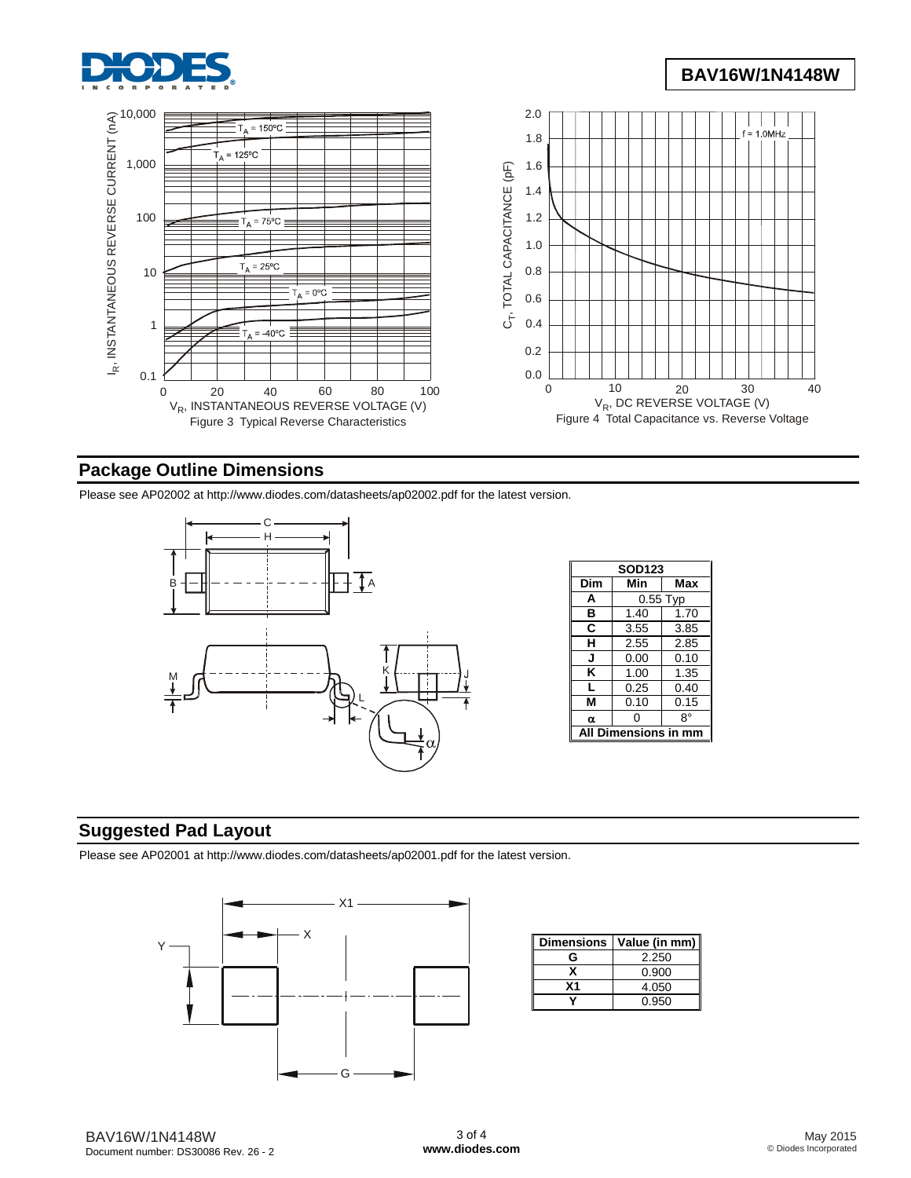Figure 3 Typical Reverse Characteristics

Figure 4 Total Capacitance vs. Reverse Voltage

## Package Outline Dimensions

Please see AP02002 at http://www.diodes.com/datasheets/ap02002.pdf for the latest version.

| SOD123 | | |
|---|---|---|
| **Dim** | **Min** | **Max** |
| **A** | 0.55 Typ | |
| **B** | 1.40 | 1.70 |
| **C** | 3.55 | 3.85 |
| **H** | 2.55 | 2.85 |
| **J** | 0.00 | 0.10 |
| **K** | 1.00 | 1.35 |
| **L** | 0.25 | 0.40 |
| **M** | 0.10 | 0.15 |
| **$\alpha$** | 0 | 8° |
| **All Dimensions in mm** | | |

## Suggested Pad Layout

Please see AP02001 at http://www.diodes.com/datasheets/ap02001.pdf for the latest version.

| Dimensions | Value (in mm) |
|---|---|
| G | 2.250 |
| X | 0.900 |
| X1 | 4.050 |
| Y | 0.950 |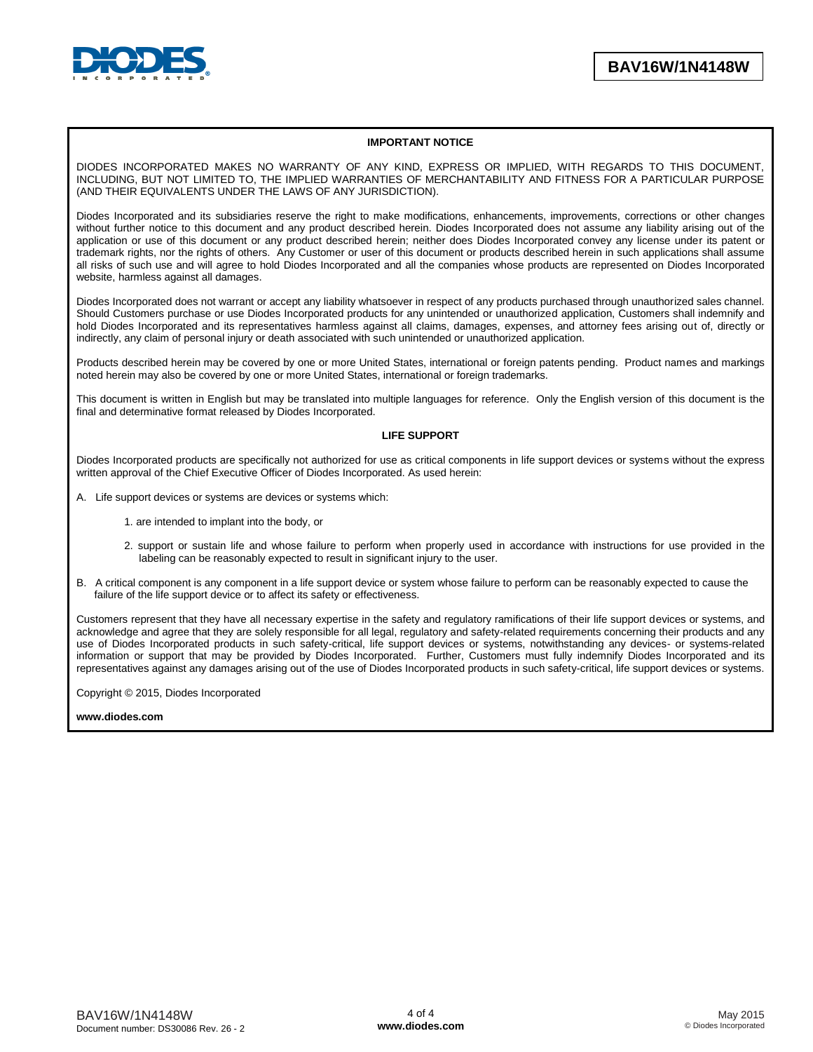## IMPORTANT NOTICE

DIODES INCORPORATED MAKES NO WARRANTY OF ANY KIND, EXPRESS OR IMPLIED, WITH REGARDS TO THIS DOCUMENT, INCLUDING, BUT NOT LIMITED TO, THE IMPLIED WARRANTIES OF MERCHANTABILITY AND FITNESS FOR A PARTICULAR PURPOSE (AND THEIR EQUIVALENTS UNDER THE LAWS OF ANY JURISDICTION).

Diodes Incorporated and its subsidiaries reserve the right to make modifications, enhancements, improvements, corrections or other changes without further notice to this document and any product described herein. Diodes Incorporated does not assume any liability arising out of the application or use of this document or any product described herein; neither does Diodes Incorporated convey any license under its patent or trademark rights, nor the rights of others. Any Customer or user of this document or products described herein in such applications shall assume all risks of such use and will agree to hold Diodes Incorporated and all the companies whose products are represented on Diodes Incorporated website, harmless against all damages.

Diodes Incorporated does not warrant or accept any liability whatsoever in respect of any products purchased through unauthorized sales channel. Should Customers purchase or use Diodes Incorporated products for any unintended or unauthorized application, Customers shall indemnify and hold Diodes Incorporated and its representatives harmless against all claims, damages, expenses, and attorney fees arising out of, directly or indirectly, any claim of personal injury or death associated with such unintended or unauthorized application.

Products described herein may be covered by one or more United States, international or foreign patents pending. Product names and markings noted herein may also be covered by one or more United States, international or foreign trademarks.

This document is written in English but may be translated into multiple languages for reference. Only the English version of this document is the final and determinative format released by Diodes Incorporated.

## LIFE SUPPORT

Diodes Incorporated products are specifically not authorized for use as critical components in life support devices or systems without the express written approval of the Chief Executive Officer of Diodes Incorporated. As used herein:

A. Life support devices or systems are devices or systems which:

1. are intended to implant into the body, or
2. support or sustain life and whose failure to perform when properly used in accordance with instructions for use provided in the labeling can be reasonably expected to result in significant injury to the user.

B. A critical component is any component in a life support device or system whose failure to perform can be reasonably expected to cause the failure of the life support device or to affect its safety or effectiveness.

Customers represent that they have all necessary expertise in the safety and regulatory ramifications of their life support devices or systems, and acknowledge and agree that they are solely responsible for all legal, regulatory and safety-related requirements concerning their products and any use of Diodes Incorporated products in such safety-critical, life support devices or systems, notwithstanding any devices- or systems-related information or support that may be provided by Diodes Incorporated. Further, Customers must fully indemnify Diodes Incorporated and its representatives against any damages arising out of the use of Diodes Incorporated products in such safety-critical, life support devices or systems.

Copyright © 2015, Diodes Incorporated

**www.diodes.com**